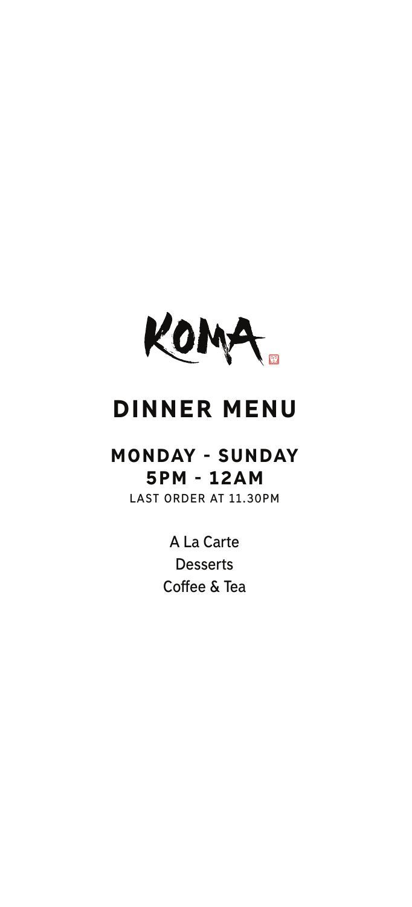# KOMA

## DINNER MENU

### MONDAY - SUNDAY
### 5PM - 12AM

LAST ORDER AT 11.30PM

A La Carte

Desserts

Coffee & Tea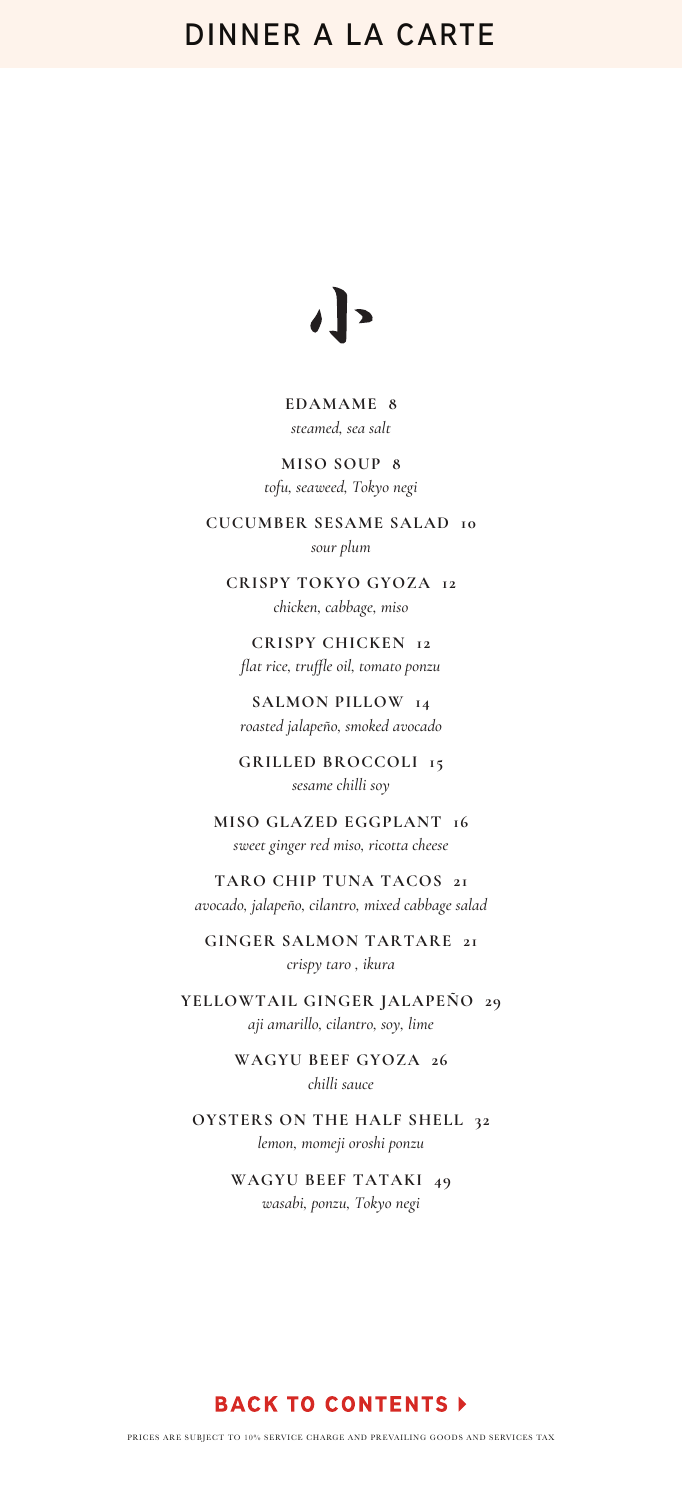# DINNER A LA CARTE

## 小

**EDAMAME 8**
*steamed, sea salt*

**MISO SOUP 8**
*tofu, seaweed, Tokyo negi*

**CUCUMBER SESAME SALAD 10**
*sour plum*

**CRISPY TOKYO GYOZA 12**
*chicken, cabbage, miso*

**CRISPY CHICKEN 12**
*flat rice, truffle oil, tomato ponzu*

**SALMON PILLOW 14**
*roasted jalapeño, smoked avocado*

**GRILLED BROCCOLI 15**
*sesame chilli soy*

**MISO GLAZED EGGPLANT 16**
*sweet ginger red miso, ricotta cheese*

**TARO CHIP TUNA TACOS 21**
*avocado, jalapeño, cilantro, mixed cabbage salad*

**GINGER SALMON TARTARE 21**
*crispy taro , ikura*

**YELLOWTAIL GINGER JALAPEÑO 29**
*aji amarillo, cilantro, soy, lime*

**WAGYU BEEF GYOZA 26**
*chilli sauce*

**OYSTERS ON THE HALF SHELL 32**
*lemon, momeji oroshi ponzu*

**WAGYU BEEF TATAKI 49**
*wasabi, ponzu, Tokyo negi*

**BACK TO CONTENTS ▸**

PRICES ARE SUBJECT TO 10% SERVICE CHARGE AND PREVAILING GOODS AND SERVICES TAX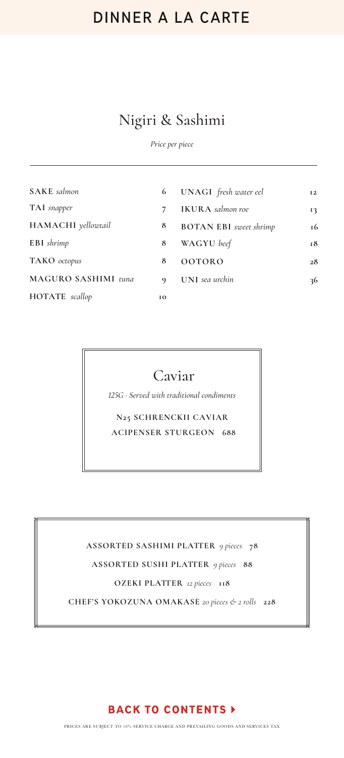# DINNER A LA CARTE

## Nigiri & Sashimi

*Price per piece*

| Item | Price | Item | Price |
|---|---|---|---|
| **SAKE** *salmon* | 6 | **UNAGI** *fresh water eel* | 12 |
| **TAI** *snapper* | 7 | **IKURA** *salmon roe* | 13 |
| **HAMACHI** *yellowtail* | 8 | **BOTAN EBI** *sweet shrimp* | 16 |
| **EBI** *shrimp* | 8 | **WAGYU** *beef* | 18 |
| **TAKO** *octopus* | 8 | **OOTORO** | 28 |
| **MAGURO SASHIMI** *tuna* | 9 | **UNI** *sea urchin* | 36 |
| **HOTATE** *scallop* | 10 | | |

## Caviar

*125G · Served with traditional condiments*

**N25 SCHRENCKII CAVIAR**
**ACIPENSER STURGEON 688**

---

**ASSORTED SASHIMI PLATTER** *9 pieces* **78**

**ASSORTED SUSHI PLATTER** *9 pieces* **88**

**OZEKI PLATTER** *12 pieces* **118**

**CHEF'S YOKOZUNA OMAKASE** *20 pieces & 2 rolls* **228**

---

**BACK TO CONTENTS ▸**

PRICES ARE SUBJECT TO 10% SERVICE CHARGE AND PREVAILING GOODS AND SERVICES TAX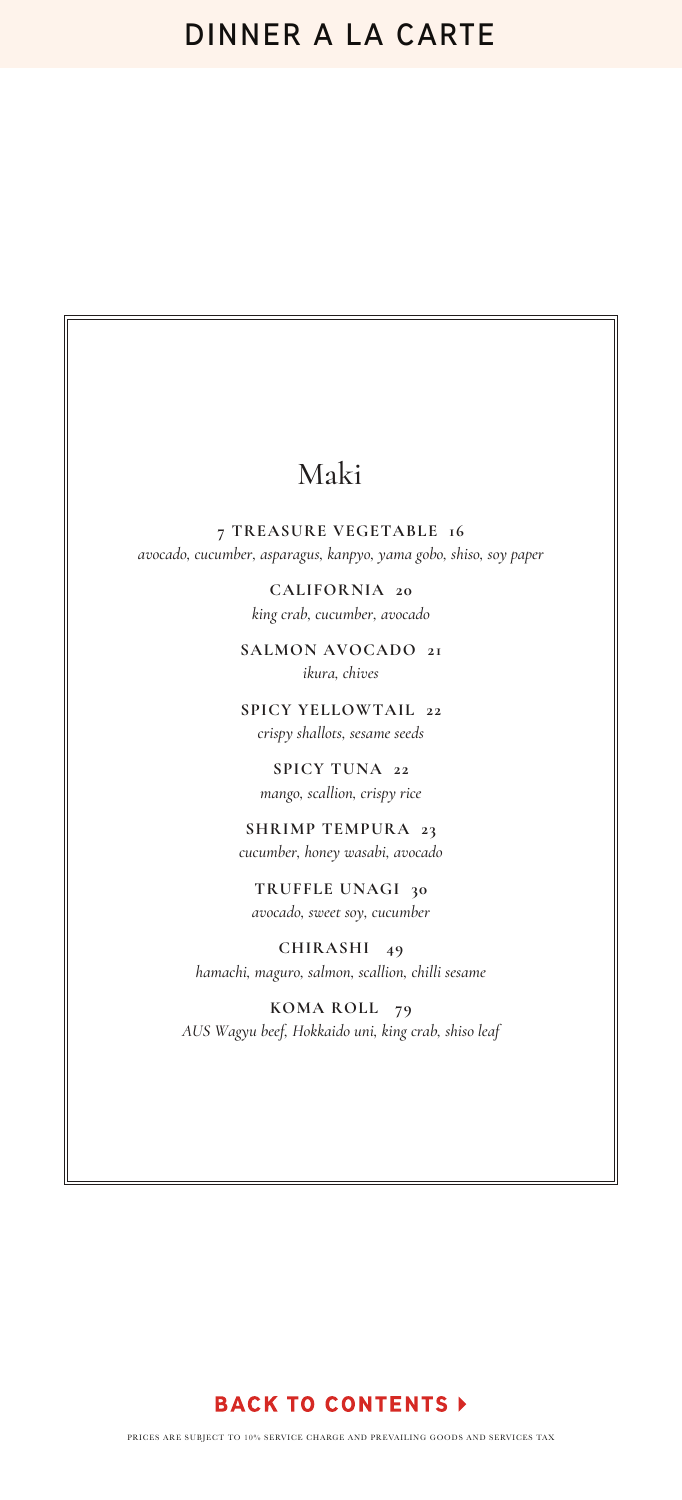# DINNER A LA CARTE

## Maki

**7 TREASURE VEGETABLE 16**
*avocado, cucumber, asparagus, kanpyo, yama gobo, shiso, soy paper*

**CALIFORNIA 20**
*king crab, cucumber, avocado*

**SALMON AVOCADO 21**
*ikura, chives*

**SPICY YELLOWTAIL 22**
*crispy shallots, sesame seeds*

**SPICY TUNA 22**
*mango, scallion, crispy rice*

**SHRIMP TEMPURA 23**
*cucumber, honey wasabi, avocado*

**TRUFFLE UNAGI 30**
*avocado, sweet soy, cucumber*

**CHIRASHI 49**
*hamachi, maguro, salmon, scallion, chilli sesame*

**KOMA ROLL 79**
*AUS Wagyu beef, Hokkaido uni, king crab, shiso leaf*

**BACK TO CONTENTS ▸**

PRICES ARE SUBJECT TO 10% SERVICE CHARGE AND PREVAILING GOODS AND SERVICES TAX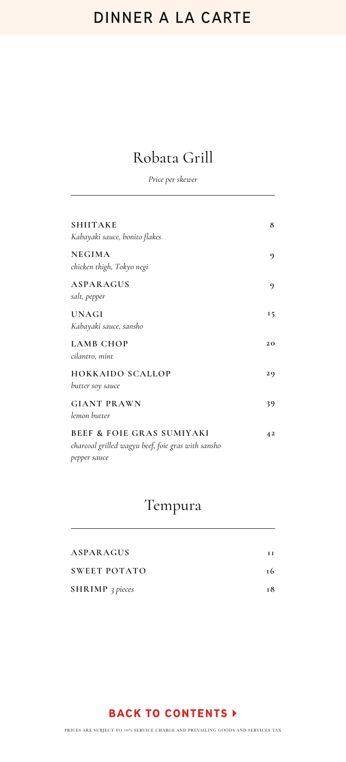# DINNER A LA CARTE

## Robata Grill

*Price per skewer*

| | |
|---|---|
| **SHIITAKE**<br>*Kabayaki sauce, bonito flakes* | 8 |
| **NEGIMA**<br>*chicken thigh, Tokyo negi* | 9 |
| **ASPARAGUS**<br>*salt, pepper* | 9 |
| **UNAGI**<br>*Kabayaki sauce, sansho* | 15 |
| **LAMB CHOP**<br>*cilantro, mint* | 20 |
| **HOKKAIDO SCALLOP**<br>*butter soy sauce* | 29 |
| **GIANT PRAWN**<br>*lemon butter* | 39 |
| **BEEF & FOIE GRAS SUMIYAKI**<br>*charcoal grilled wagyu beef, foie gras with sansho pepper sauce* | 42 |

## Tempura

| | |
|---|---|
| **ASPARAGUS** | 11 |
| **SWEET POTATO** | 16 |
| **SHRIMP** *3 pieces* | 18 |

**BACK TO CONTENTS ▸**

PRICES ARE SUBJECT TO 10% SERVICE CHARGE AND PREVAILING GOODS AND SERVICES TAX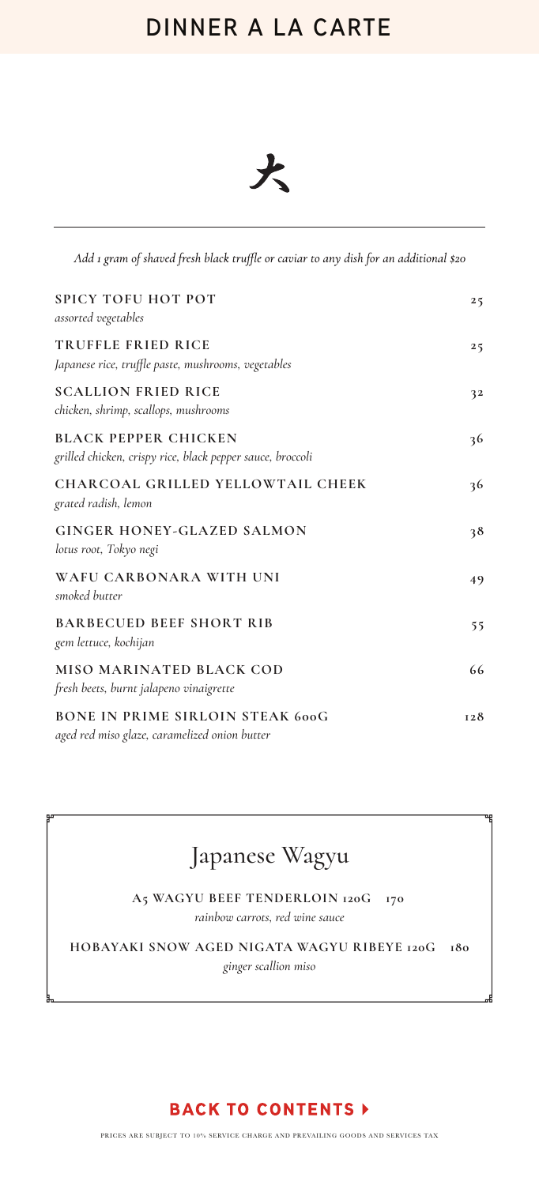# DINNER A LA CARTE

大

*Add 1 gram of shaved fresh black truffle or caviar to any dish for an additional $20*

**SPICY TOFU HOT POT** 25
*assorted vegetables*

**TRUFFLE FRIED RICE** 25
*Japanese rice, truffle paste, mushrooms, vegetables*

**SCALLION FRIED RICE** 32
*chicken, shrimp, scallops, mushrooms*

**BLACK PEPPER CHICKEN** 36
*grilled chicken, crispy rice, black pepper sauce, broccoli*

**CHARCOAL GRILLED YELLOWTAIL CHEEK** 36
*grated radish, lemon*

**GINGER HONEY-GLAZED SALMON** 38
*lotus root, Tokyo negi*

**WAFU CARBONARA WITH UNI** 49
*smoked butter*

**BARBECUED BEEF SHORT RIB** 55
*gem lettuce, kochijan*

**MISO MARINATED BLACK COD** 66
*fresh beets, burnt jalapeno vinaigrette*

**BONE IN PRIME SIRLOIN STEAK 600G** 128
*aged red miso glaze, caramelized onion butter*

## Japanese Wagyu

**A5 WAGYU BEEF TENDERLOIN 120G** 170
*rainbow carrots, red wine sauce*

**HOBAYAKI SNOW AGED NIGATA WAGYU RIBEYE 120G** 180
*ginger scallion miso*

**BACK TO CONTENTS ▸**

PRICES ARE SUBJECT TO 10% SERVICE CHARGE AND PREVAILING GOODS AND SERVICES TAX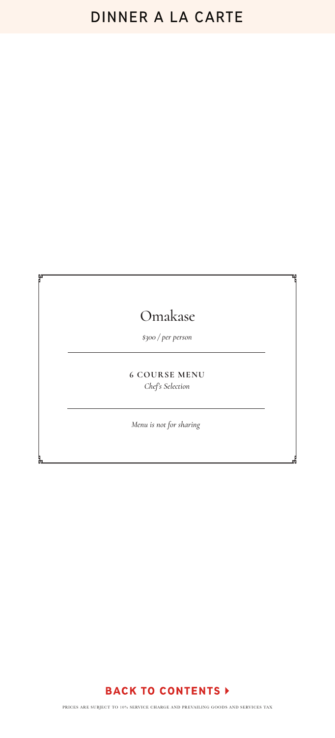# DINNER A LA CARTE

## Omakase

*$300 / per person*

**6 COURSE MENU**

*Chef's Selection*

*Menu is not for sharing*

**BACK TO CONTENTS ▸**

PRICES ARE SUBJECT TO 10% SERVICE CHARGE AND PREVAILING GOODS AND SERVICES TAX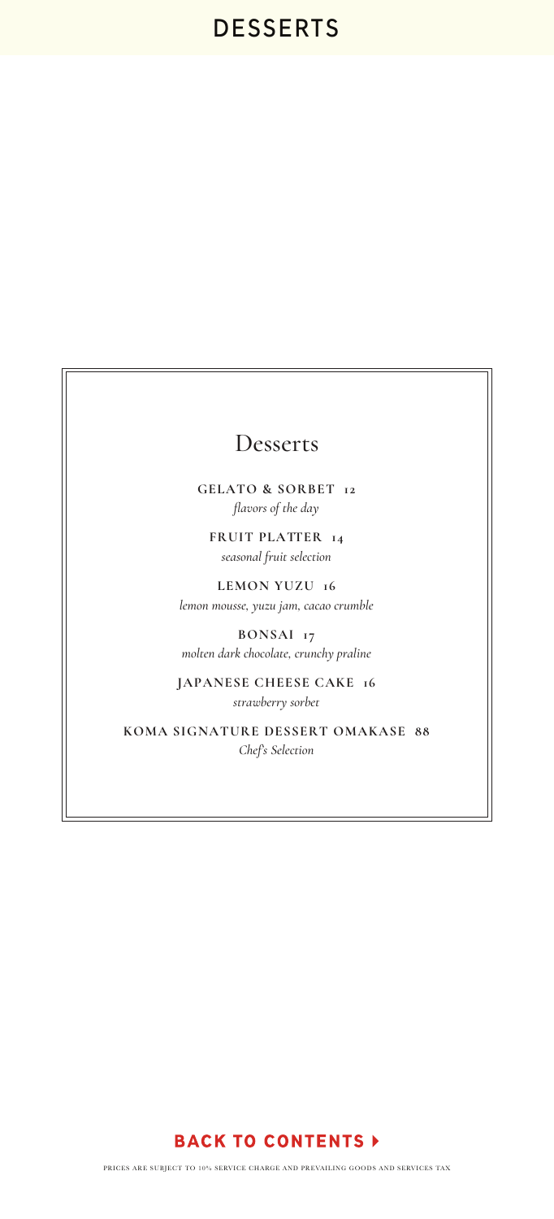# DESSERTS

## Desserts

**GELATO & SORBET 12**
*flavors of the day*

**FRUIT PLATTER 14**
*seasonal fruit selection*

**LEMON YUZU 16**
*lemon mousse, yuzu jam, cacao crumble*

**BONSAI 17**
*molten dark chocolate, crunchy praline*

**JAPANESE CHEESE CAKE 16**
*strawberry sorbet*

**KOMA SIGNATURE DESSERT OMAKASE 88**
*Chef's Selection*

**BACK TO CONTENTS ▸**

PRICES ARE SUBJECT TO 10% SERVICE CHARGE AND PREVAILING GOODS AND SERVICES TAX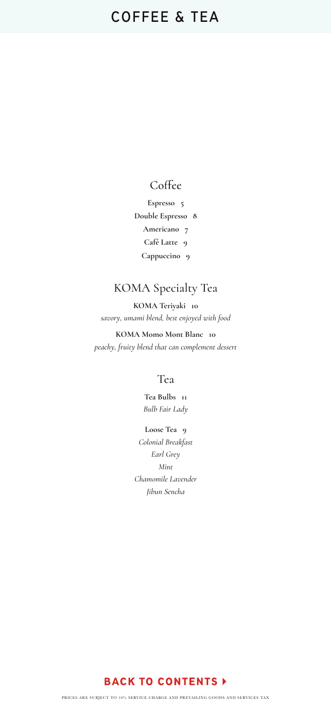# COFFEE & TEA

## Coffee

**Espresso** 5

**Double Espresso** 8

**Americano** 7

**Café Latte** 9

**Cappuccino** 9

## KOMA Specialty Tea

**KOMA Teriyaki** 10
*savory, umami blend, best enjoyed with food*

**KOMA Momo Mont Blanc** 10
*peachy, fruity blend that can complement dessert*

## Tea

**Tea Bulbs** 11
*Bulb Fair Lady*

**Loose Tea** 9
*Colonial Breakfast*
*Earl Grey*
*Mint*
*Chamomile Lavender*
*Jibun Sencha*

**BACK TO CONTENTS ▸**

PRICES ARE SUBJECT TO 10% SERVICE CHARGE AND PREVAILING GOODS AND SERVICES TAX